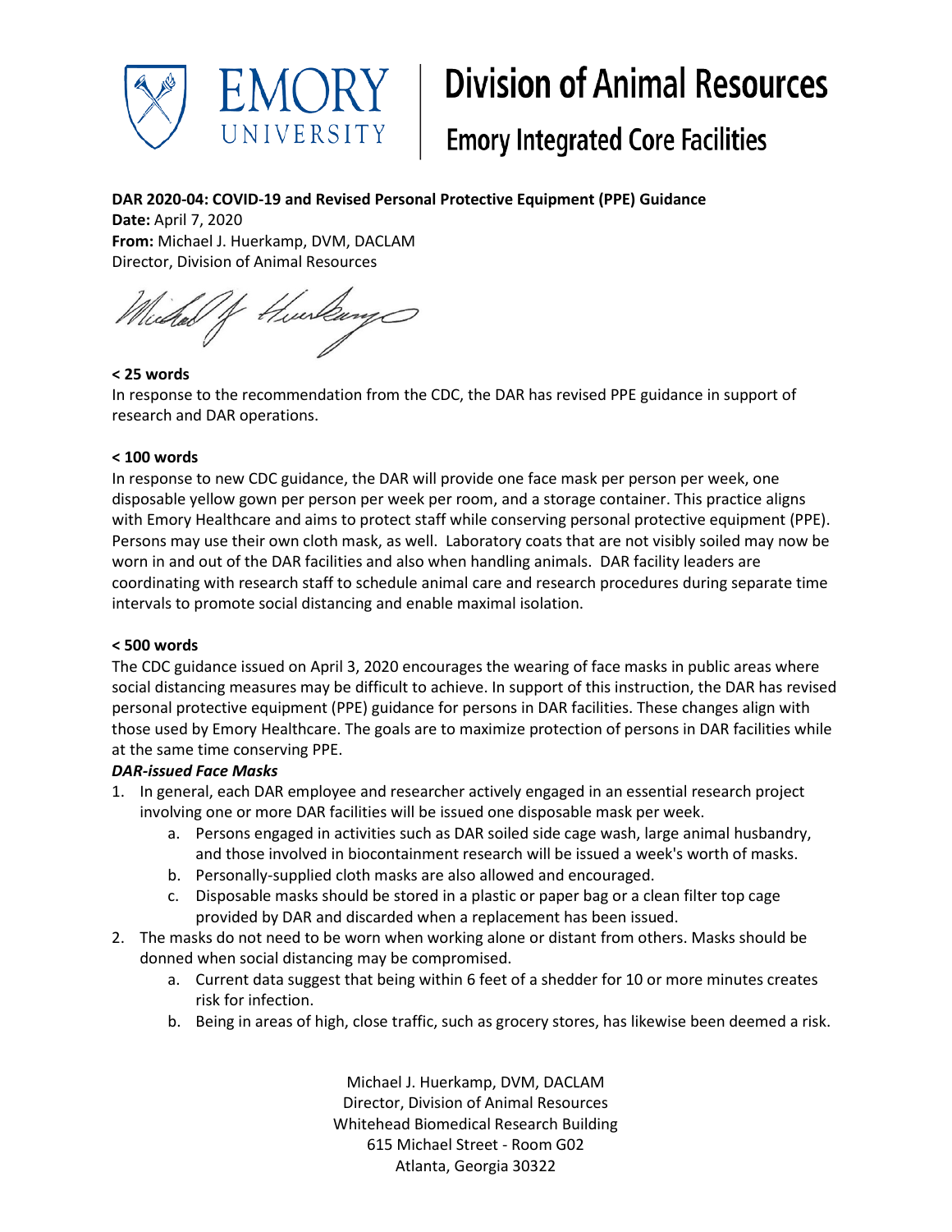**Emory University | Division of Animal Resources**
**Emory Integrated Core Facilities**

**DAR 2020-04: COVID-19 and Revised Personal Protective Equipment (PPE) Guidance**
**Date:** April 7, 2020
**From:** Michael J. Huerkamp, DVM, DACLAM
Director, Division of Animal Resources

**< 25 words**
In response to the recommendation from the CDC, the DAR has revised PPE guidance in support of research and DAR operations.

**< 100 words**
In response to new CDC guidance, the DAR will provide one face mask per person per week, one disposable yellow gown per person per week per room, and a storage container. This practice aligns with Emory Healthcare and aims to protect staff while conserving personal protective equipment (PPE). Persons may use their own cloth mask, as well. Laboratory coats that are not visibly soiled may now be worn in and out of the DAR facilities and also when handling animals. DAR facility leaders are coordinating with research staff to schedule animal care and research procedures during separate time intervals to promote social distancing and enable maximal isolation.

**< 500 words**
The CDC guidance issued on April 3, 2020 encourages the wearing of face masks in public areas where social distancing measures may be difficult to achieve. In support of this instruction, the DAR has revised personal protective equipment (PPE) guidance for persons in DAR facilities. These changes align with those used by Emory Healthcare. The goals are to maximize protection of persons in DAR facilities while at the same time conserving PPE.

***DAR-issued Face Masks***

1. In general, each DAR employee and researcher actively engaged in an essential research project involving one or more DAR facilities will be issued one disposable mask per week.
    a. Persons engaged in activities such as DAR soiled side cage wash, large animal husbandry, and those involved in biocontainment research will be issued a week's worth of masks.
    b. Personally-supplied cloth masks are also allowed and encouraged.
    c. Disposable masks should be stored in a plastic or paper bag or a clean filter top cage provided by DAR and discarded when a replacement has been issued.
2. The masks do not need to be worn when working alone or distant from others. Masks should be donned when social distancing may be compromised.
    a. Current data suggest that being within 6 feet of a shedder for 10 or more minutes creates risk for infection.
    b. Being in areas of high, close traffic, such as grocery stores, has likewise been deemed a risk.

Michael J. Huerkamp, DVM, DACLAM
Director, Division of Animal Resources
Whitehead Biomedical Research Building
615 Michael Street - Room G02
Atlanta, Georgia 30322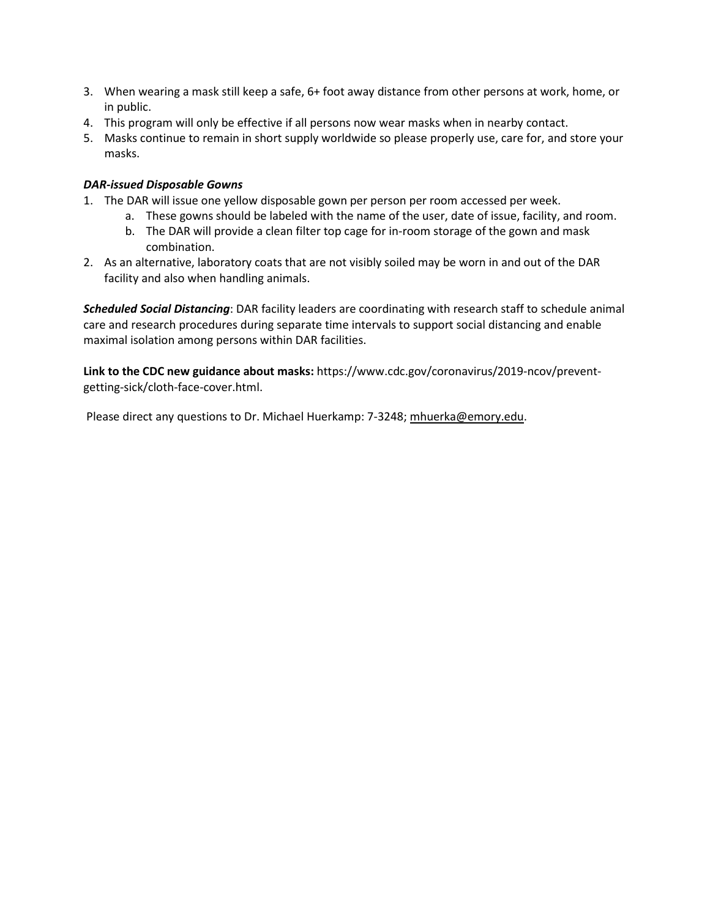3. When wearing a mask still keep a safe, 6+ foot away distance from other persons at work, home, or in public.
4. This program will only be effective if all persons now wear masks when in nearby contact.
5. Masks continue to remain in short supply worldwide so please properly use, care for, and store your masks.

***DAR-issued Disposable Gowns***

1. The DAR will issue one yellow disposable gown per person per room accessed per week.
   a. These gowns should be labeled with the name of the user, date of issue, facility, and room.
   b. The DAR will provide a clean filter top cage for in-room storage of the gown and mask combination.
2. As an alternative, laboratory coats that are not visibly soiled may be worn in and out of the DAR facility and also when handling animals.

***Scheduled Social Distancing***: DAR facility leaders are coordinating with research staff to schedule animal care and research procedures during separate time intervals to support social distancing and enable maximal isolation among persons within DAR facilities.

**Link to the CDC new guidance about masks:** https://www.cdc.gov/coronavirus/2019-ncov/prevent-getting-sick/cloth-face-cover.html.

Please direct any questions to Dr. Michael Huerkamp: 7-3248; mhuerka@emory.edu.